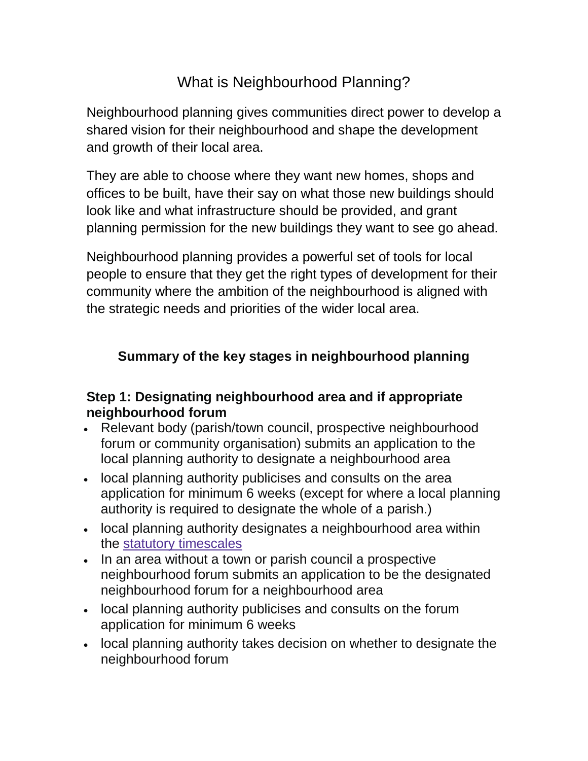# What is Neighbourhood Planning?

Neighbourhood planning gives communities direct power to develop a shared vision for their neighbourhood and shape the development and growth of their local area.

They are able to choose where they want new homes, shops and offices to be built, have their say on what those new buildings should look like and what infrastructure should be provided, and grant planning permission for the new buildings they want to see go ahead.

Neighbourhood planning provides a powerful set of tools for local people to ensure that they get the right types of development for their community where the ambition of the neighbourhood is aligned with the strategic needs and priorities of the wider local area.

## Summary of the key stages in neighbourhood planning

### Step 1: Designating neighbourhood area and if appropriate neighbourhood forum

- Relevant body (parish/town council, prospective neighbourhood forum or community organisation) submits an application to the local planning authority to designate a neighbourhood area
- local planning authority publicises and consults on the area application for minimum 6 weeks (except for where a local planning authority is required to designate the whole of a parish.)
- local planning authority designates a neighbourhood area within the statutory timescales
- In an area without a town or parish council a prospective neighbourhood forum submits an application to be the designated neighbourhood forum for a neighbourhood area
- local planning authority publicises and consults on the forum application for minimum 6 weeks
- local planning authority takes decision on whether to designate the neighbourhood forum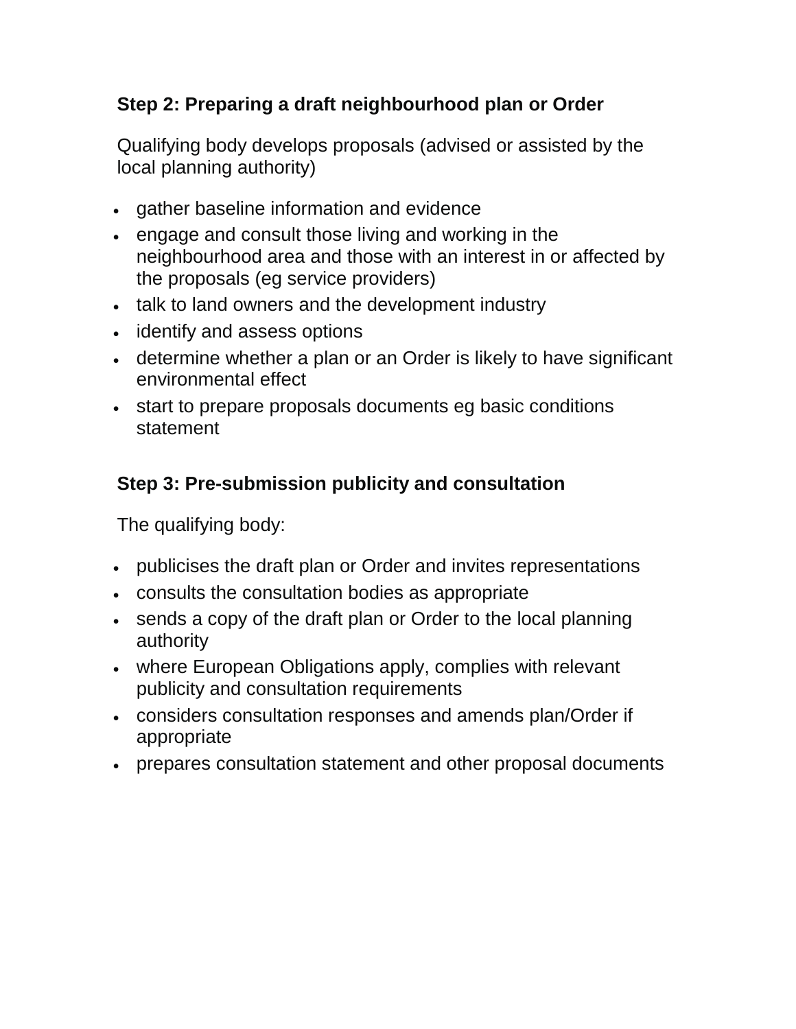**Step 2: Preparing a draft neighbourhood plan or Order**

Qualifying body develops proposals (advised or assisted by the local planning authority)

- gather baseline information and evidence
- engage and consult those living and working in the neighbourhood area and those with an interest in or affected by the proposals (eg service providers)
- talk to land owners and the development industry
- identify and assess options
- determine whether a plan or an Order is likely to have significant environmental effect
- start to prepare proposals documents eg basic conditions statement

**Step 3: Pre-submission publicity and consultation**

The qualifying body:

- publicises the draft plan or Order and invites representations
- consults the consultation bodies as appropriate
- sends a copy of the draft plan or Order to the local planning authority
- where European Obligations apply, complies with relevant publicity and consultation requirements
- considers consultation responses and amends plan/Order if appropriate
- prepares consultation statement and other proposal documents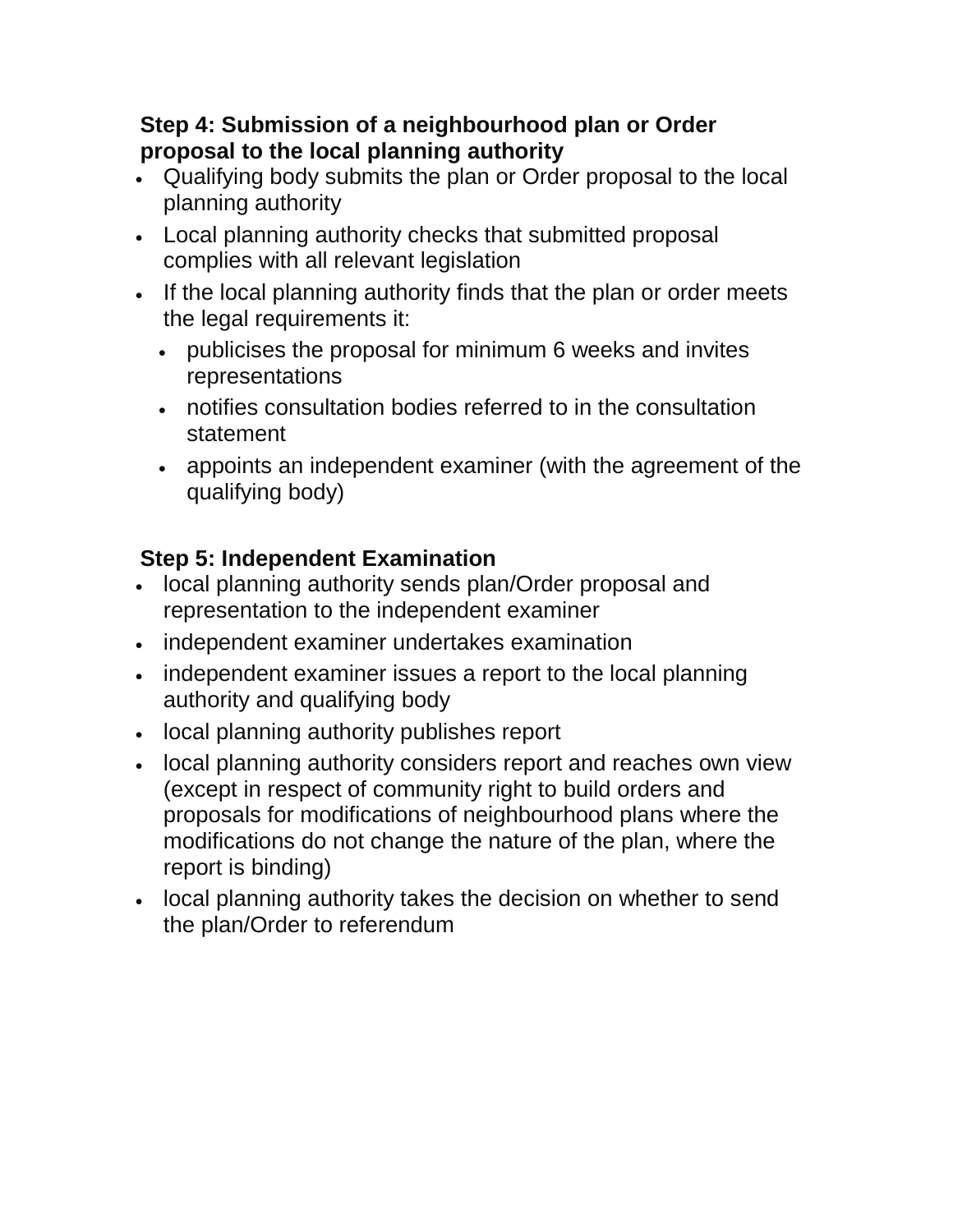**Step 4: Submission of a neighbourhood plan or Order proposal to the local planning authority**

- Qualifying body submits the plan or Order proposal to the local planning authority
- Local planning authority checks that submitted proposal complies with all relevant legislation
- If the local planning authority finds that the plan or order meets the legal requirements it:
  - publicises the proposal for minimum 6 weeks and invites representations
  - notifies consultation bodies referred to in the consultation statement
  - appoints an independent examiner (with the agreement of the qualifying body)

**Step 5: Independent Examination**

- local planning authority sends plan/Order proposal and representation to the independent examiner
- independent examiner undertakes examination
- independent examiner issues a report to the local planning authority and qualifying body
- local planning authority publishes report
- local planning authority considers report and reaches own view (except in respect of community right to build orders and proposals for modifications of neighbourhood plans where the modifications do not change the nature of the plan, where the report is binding)
- local planning authority takes the decision on whether to send the plan/Order to referendum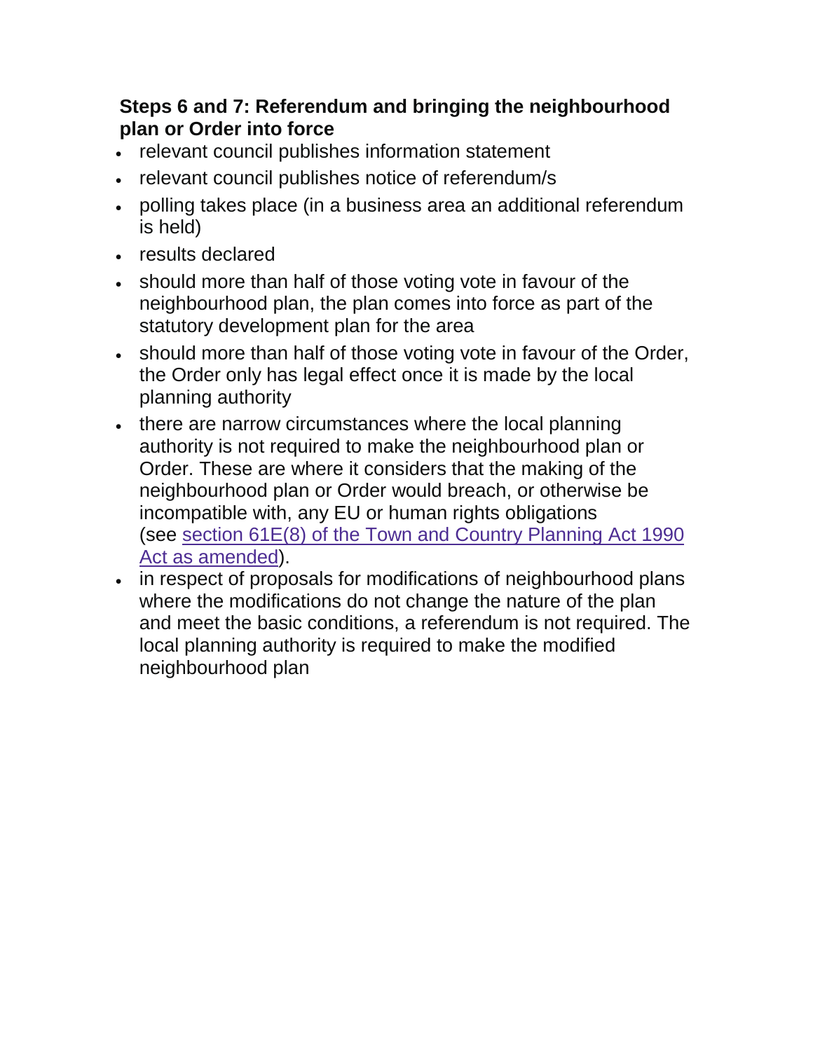**Steps 6 and 7: Referendum and bringing the neighbourhood plan or Order into force**

- relevant council publishes information statement
- relevant council publishes notice of referendum/s
- polling takes place (in a business area an additional referendum is held)
- results declared
- should more than half of those voting vote in favour of the neighbourhood plan, the plan comes into force as part of the statutory development plan for the area
- should more than half of those voting vote in favour of the Order, the Order only has legal effect once it is made by the local planning authority
- there are narrow circumstances where the local planning authority is not required to make the neighbourhood plan or Order. These are where it considers that the making of the neighbourhood plan or Order would breach, or otherwise be incompatible with, any EU or human rights obligations (see section 61E(8) of the Town and Country Planning Act 1990 Act as amended).
- in respect of proposals for modifications of neighbourhood plans where the modifications do not change the nature of the plan and meet the basic conditions, a referendum is not required. The local planning authority is required to make the modified neighbourhood plan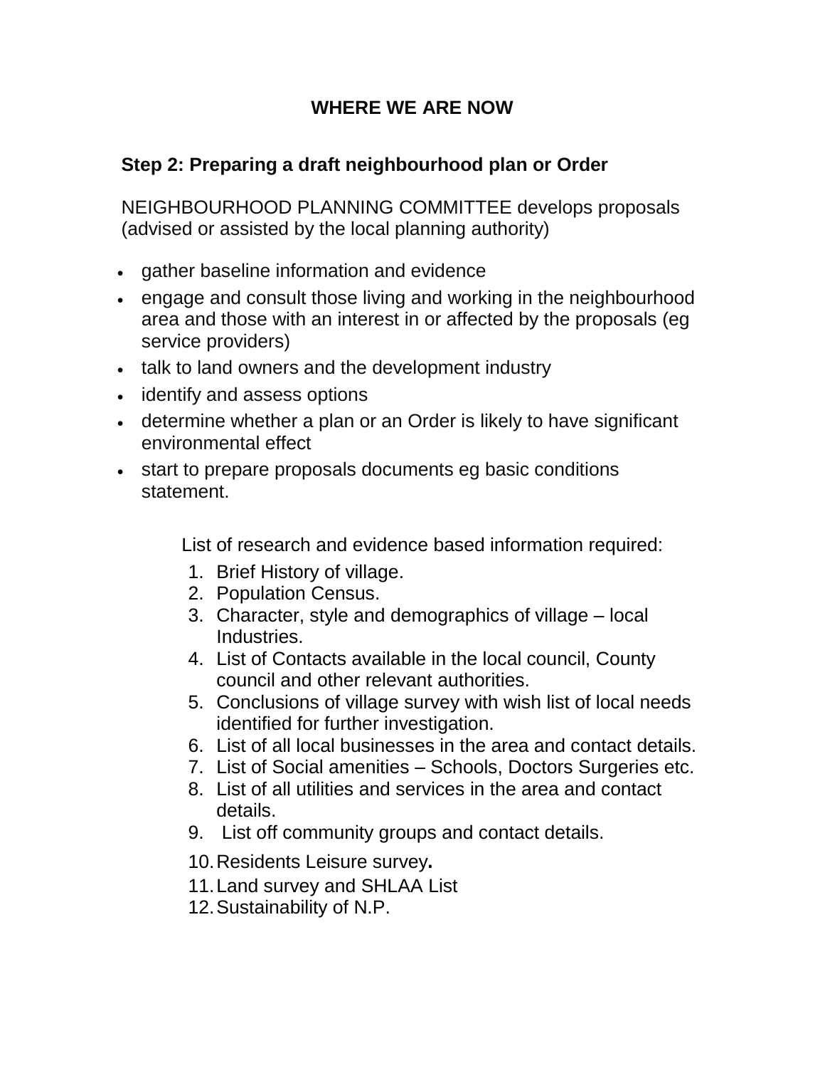# WHERE WE ARE NOW

## Step 2: Preparing a draft neighbourhood plan or Order

NEIGHBOURHOOD PLANNING COMMITTEE develops proposals (advised or assisted by the local planning authority)

- gather baseline information and evidence
- engage and consult those living and working in the neighbourhood area and those with an interest in or affected by the proposals (eg service providers)
- talk to land owners and the development industry
- identify and assess options
- determine whether a plan or an Order is likely to have significant environmental effect
- start to prepare proposals documents eg basic conditions statement.

List of research and evidence based information required:

1. Brief History of village.
2. Population Census.
3. Character, style and demographics of village – local Industries.
4. List of Contacts available in the local council, County council and other relevant authorities.
5. Conclusions of village survey with wish list of local needs identified for further investigation.
6. List of all local businesses in the area and contact details.
7. List of Social amenities – Schools, Doctors Surgeries etc.
8. List of all utilities and services in the area and contact details.
9. List off community groups and contact details.
10. Residents Leisure survey**.**
11. Land survey and SHLAA List
12. Sustainability of N.P.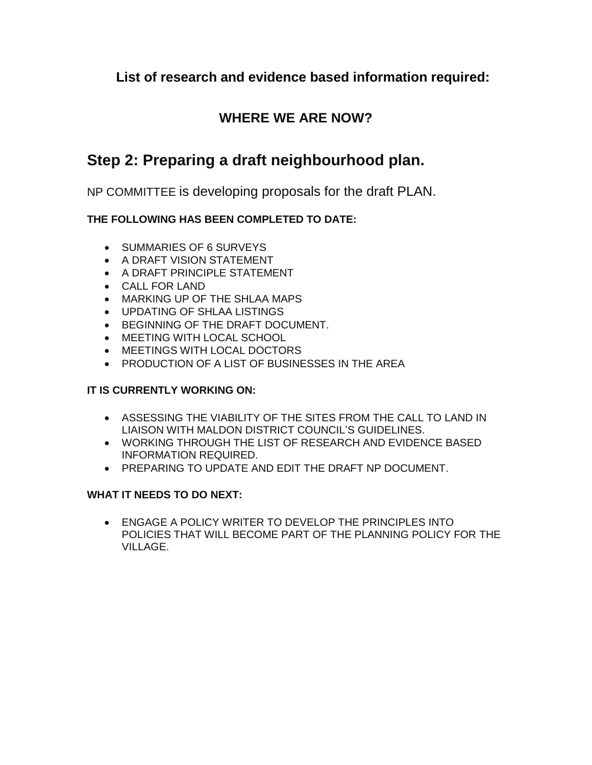**List of research and evidence based information required:**

**WHERE WE ARE NOW?**

## Step 2: Preparing a draft neighbourhood plan.

NP COMMITTEE is developing proposals for the draft PLAN.

**THE FOLLOWING HAS BEEN COMPLETED TO DATE:**

- SUMMARIES OF 6 SURVEYS
- A DRAFT VISION STATEMENT
- A DRAFT PRINCIPLE STATEMENT
- CALL FOR LAND
- MARKING UP OF THE SHLAA MAPS
- UPDATING OF SHLAA LISTINGS
- BEGINNING OF THE DRAFT DOCUMENT.
- MEETING WITH LOCAL SCHOOL
- MEETINGS WITH LOCAL DOCTORS
- PRODUCTION OF A LIST OF BUSINESSES IN THE AREA

**IT IS CURRENTLY WORKING ON:**

- ASSESSING THE VIABILITY OF THE SITES FROM THE CALL TO LAND IN LIAISON WITH MALDON DISTRICT COUNCIL'S GUIDELINES.
- WORKING THROUGH THE LIST OF RESEARCH AND EVIDENCE BASED INFORMATION REQUIRED.
- PREPARING TO UPDATE AND EDIT THE DRAFT NP DOCUMENT.

**WHAT IT NEEDS TO DO NEXT:**

- ENGAGE A POLICY WRITER TO DEVELOP THE PRINCIPLES INTO POLICIES THAT WILL BECOME PART OF THE PLANNING POLICY FOR THE VILLAGE.